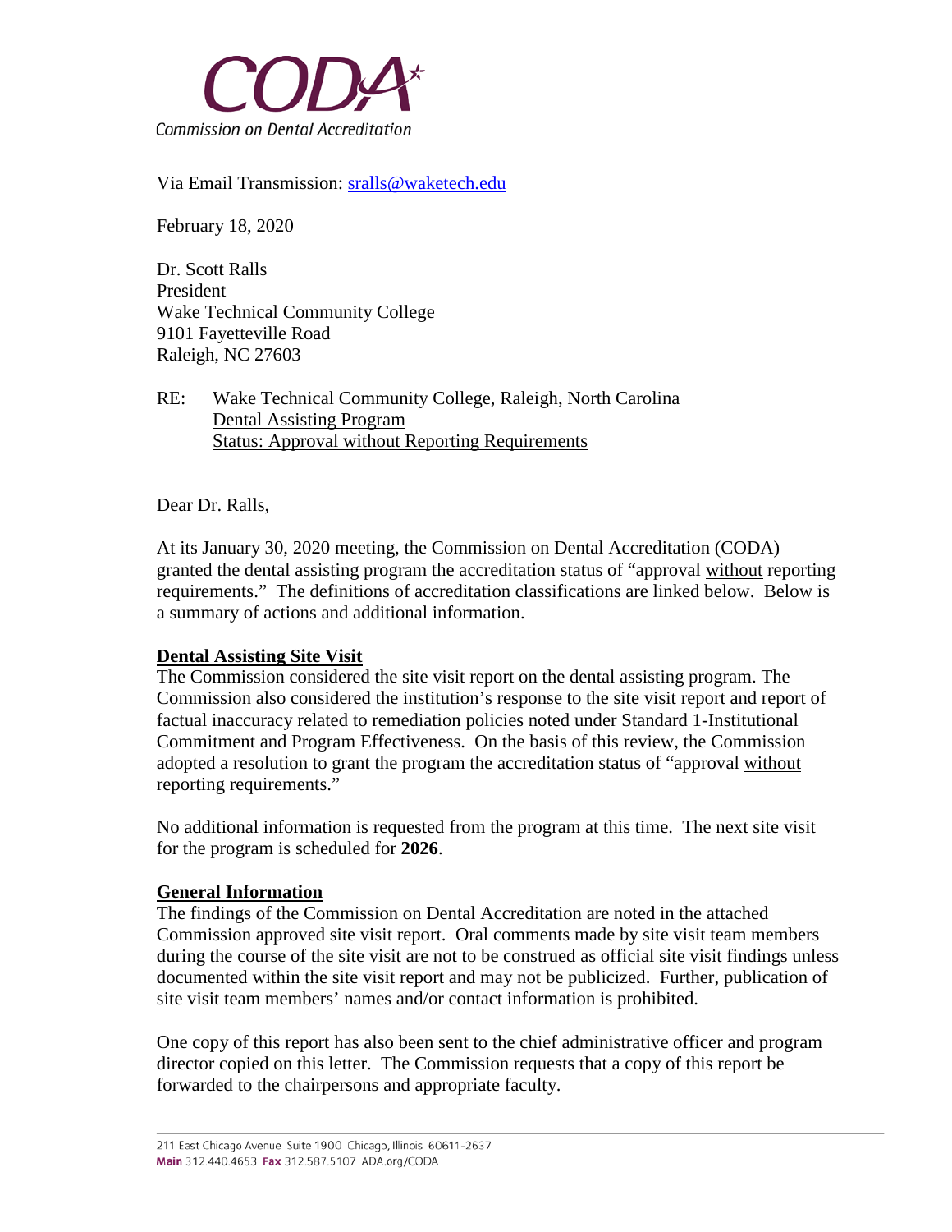CODA

Commission on Dental Accreditation

Via Email Transmission: sralls@waketech.edu

February 18, 2020

Dr. Scott Ralls
President
Wake Technical Community College
9101 Fayetteville Road
Raleigh, NC 27603

RE: Wake Technical Community College, Raleigh, North Carolina
Dental Assisting Program
Status: Approval without Reporting Requirements

Dear Dr. Ralls,

At its January 30, 2020 meeting, the Commission on Dental Accreditation (CODA) granted the dental assisting program the accreditation status of "approval without reporting requirements." The definitions of accreditation classifications are linked below. Below is a summary of actions and additional information.

**Dental Assisting Site Visit**

The Commission considered the site visit report on the dental assisting program. The Commission also considered the institution's response to the site visit report and report of factual inaccuracy related to remediation policies noted under Standard 1-Institutional Commitment and Program Effectiveness. On the basis of this review, the Commission adopted a resolution to grant the program the accreditation status of "approval without reporting requirements."

No additional information is requested from the program at this time. The next site visit for the program is scheduled for **2026**.

**General Information**

The findings of the Commission on Dental Accreditation are noted in the attached Commission approved site visit report. Oral comments made by site visit team members during the course of the site visit are not to be construed as official site visit findings unless documented within the site visit report and may not be publicized. Further, publication of site visit team members' names and/or contact information is prohibited.

One copy of this report has also been sent to the chief administrative officer and program director copied on this letter. The Commission requests that a copy of this report be forwarded to the chairpersons and appropriate faculty.

211 East Chicago Avenue Suite 1900 Chicago, Illinois 60611-2637
Main 312.440.4653 Fax 312.587.5107 ADA.org/CODA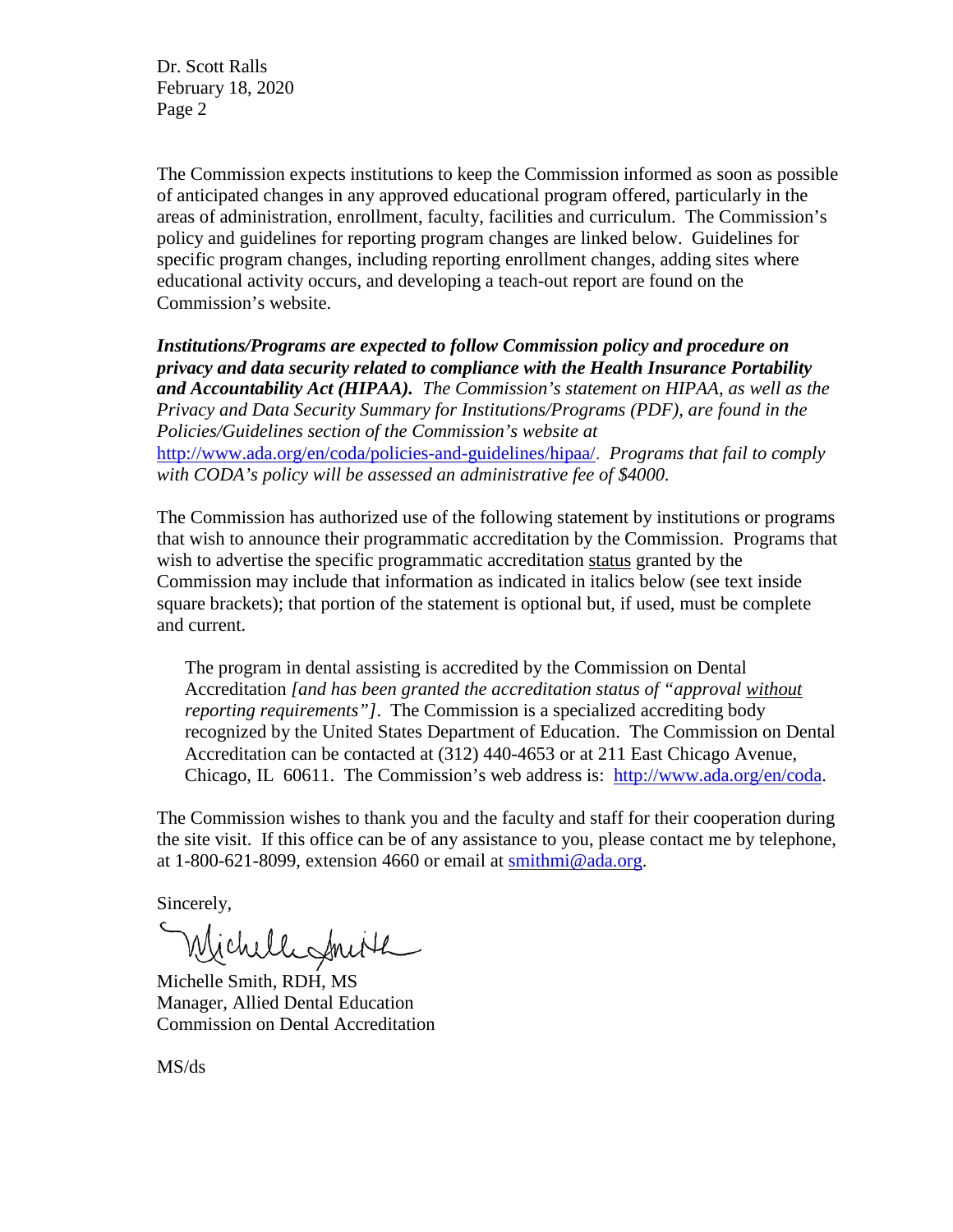The Commission expects institutions to keep the Commission informed as soon as possible of anticipated changes in any approved educational program offered, particularly in the areas of administration, enrollment, faculty, facilities and curriculum. The Commission's policy and guidelines for reporting program changes are linked below. Guidelines for specific program changes, including reporting enrollment changes, adding sites where educational activity occurs, and developing a teach-out report are found on the Commission's website.

***Institutions/Programs are expected to follow Commission policy and procedure on privacy and data security related to compliance with the Health Insurance Portability and Accountability Act (HIPAA).*** *The Commission's statement on HIPAA, as well as the Privacy and Data Security Summary for Institutions/Programs (PDF), are found in the Policies/Guidelines section of the Commission's website at* http://www.ada.org/en/coda/policies-and-guidelines/hipaa/. *Programs that fail to comply with CODA's policy will be assessed an administrative fee of $4000.*

The Commission has authorized use of the following statement by institutions or programs that wish to announce their programmatic accreditation by the Commission. Programs that wish to advertise the specific programmatic accreditation status granted by the Commission may include that information as indicated in italics below (see text inside square brackets); that portion of the statement is optional but, if used, must be complete and current.

> The program in dental assisting is accredited by the Commission on Dental Accreditation *[and has been granted the accreditation status of "approval without reporting requirements"]*. The Commission is a specialized accrediting body recognized by the United States Department of Education. The Commission on Dental Accreditation can be contacted at (312) 440-4653 or at 211 East Chicago Avenue, Chicago, IL 60611. The Commission's web address is: http://www.ada.org/en/coda.

The Commission wishes to thank you and the faculty and staff for their cooperation during the site visit. If this office can be of any assistance to you, please contact me by telephone, at 1-800-621-8099, extension 4660 or email at smithmi@ada.org.

Sincerely,

Michelle Smith

Michelle Smith, RDH, MS
Manager, Allied Dental Education
Commission on Dental Accreditation

MS/ds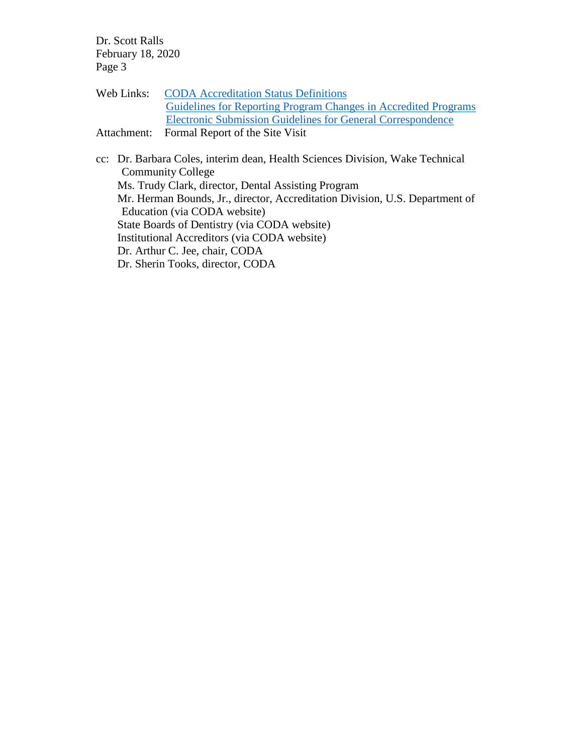Web Links: [CODA Accreditation Status Definitions]
[Guidelines for Reporting Program Changes in Accredited Programs]
[Electronic Submission Guidelines for General Correspondence]

Attachment: Formal Report of the Site Visit

cc: Dr. Barbara Coles, interim dean, Health Sciences Division, Wake Technical Community College
Ms. Trudy Clark, director, Dental Assisting Program
Mr. Herman Bounds, Jr., director, Accreditation Division, U.S. Department of Education (via CODA website)
State Boards of Dentistry (via CODA website)
Institutional Accreditors (via CODA website)
Dr. Arthur C. Jee, chair, CODA
Dr. Sherin Tooks, director, CODA